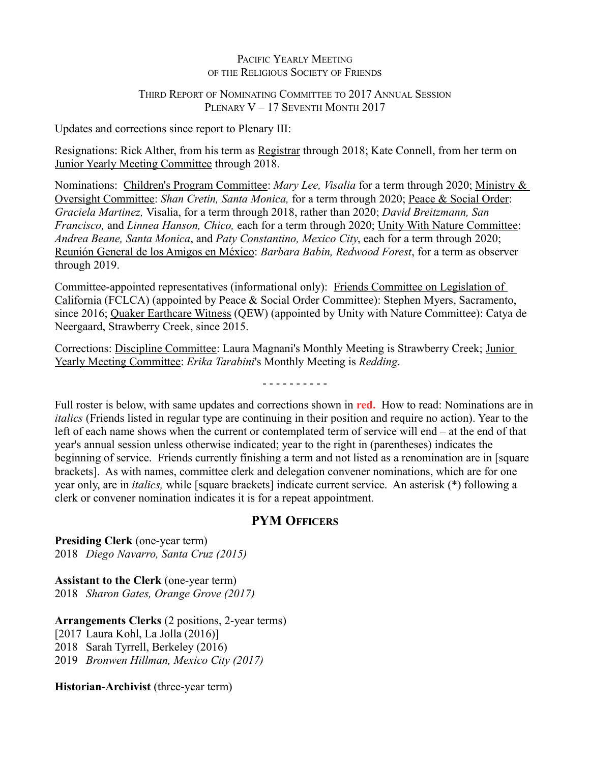Pacific Yearly Meeting
of the Religious Society of Friends

Third Report of Nominating Committee to 2017 Annual Session
Plenary V – 17 Seventh Month 2017

Updates and corrections since report to Plenary III:

Resignations: Rick Alther, from his term as Registrar through 2018; Kate Connell, from her term on Junior Yearly Meeting Committee through 2018.

Nominations: Children's Program Committee: *Mary Lee, Visalia* for a term through 2020; Ministry & Oversight Committee: *Shan Cretin, Santa Monica,* for a term through 2020; Peace & Social Order: *Graciela Martinez,* Visalia, for a term through 2018, rather than 2020; *David Breitzmann, San Francisco,* and *Linnea Hanson, Chico,* each for a term through 2020; Unity With Nature Committee: *Andrea Beane, Santa Monica*, and *Paty Constantino, Mexico City*, each for a term through 2020; Reunión General de los Amigos en México: *Barbara Babin, Redwood Forest*, for a term as observer through 2019.

Committee-appointed representatives (informational only): Friends Committee on Legislation of California (FCLCA) (appointed by Peace & Social Order Committee): Stephen Myers, Sacramento, since 2016; Quaker Earthcare Witness (QEW) (appointed by Unity with Nature Committee): Catya de Neergaard, Strawberry Creek, since 2015.

Corrections: Discipline Committee: Laura Magnani's Monthly Meeting is Strawberry Creek; Junior Yearly Meeting Committee: *Erika Tarabini*'s Monthly Meeting is *Redding*.

- - - - - - - - - -

Full roster is below, with same updates and corrections shown in **red.** How to read: Nominations are in *italics* (Friends listed in regular type are continuing in their position and require no action). Year to the left of each name shows when the current or contemplated term of service will end – at the end of that year's annual session unless otherwise indicated; year to the right in (parentheses) indicates the beginning of service. Friends currently finishing a term and not listed as a renomination are in [square brackets]. As with names, committee clerk and delegation convener nominations, which are for one year only, are in *italics,* while [square brackets] indicate current service. An asterisk (*) following a clerk or convener nomination indicates it is for a repeat appointment.

## PYM Officers

**Presiding Clerk** (one-year term)
2018 *Diego Navarro, Santa Cruz (2015)*

**Assistant to the Clerk** (one-year term)
2018 *Sharon Gates, Orange Grove (2017)*

**Arrangements Clerks** (2 positions, 2-year terms)
[2017 Laura Kohl, La Jolla (2016)]
2018 Sarah Tyrrell, Berkeley (2016)
2019 *Bronwen Hillman, Mexico City (2017)*

**Historian-Archivist** (three-year term)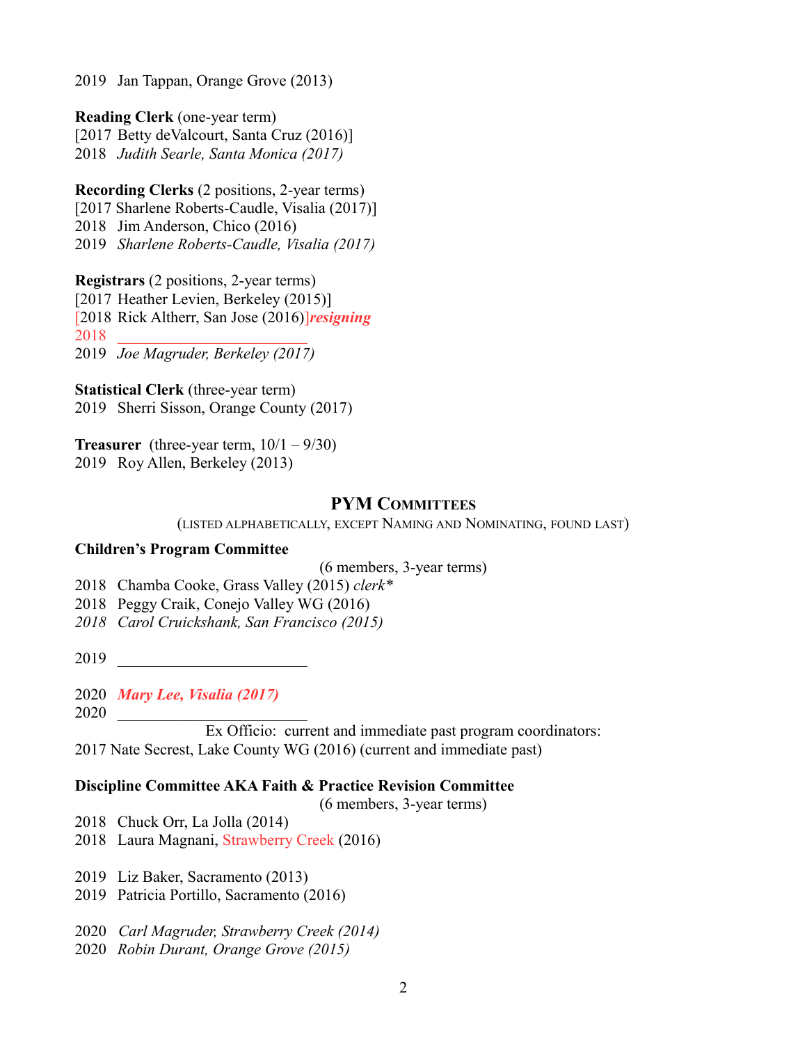2019  Jan Tappan, Orange Grove (2013)

**Reading Clerk** (one-year term)
[2017  Betty deValcourt, Santa Cruz (2016)]
2018  *Judith Searle, Santa Monica (2017)*

**Recording Clerks** (2 positions, 2-year terms)
[2017 Sharlene Roberts-Caudle, Visalia (2017)]
2018  Jim Anderson, Chico (2016)
2019  *Sharlene Roberts-Caudle, Visalia (2017)*

**Registrars** (2 positions, 2-year terms)
[2017  Heather Levien, Berkeley (2015)]
[2018  Rick Altherr, San Jose (2016)]***resigning***
2018  ________________________
2019  *Joe Magruder, Berkeley (2017)*

**Statistical Clerk** (three-year term)
2019  Sherri Sisson, Orange County (2017)

**Treasurer**  (three-year term, 10/1 – 9/30)
2019  Roy Allen, Berkeley (2013)

## PYM Committees

(listed alphabetically, except Naming and Nominating, found last)

**Children's Program Committee**

(6 members, 3-year terms)

2018  Chamba Cooke, Grass Valley (2015) *clerk**
2018  Peggy Craik, Conejo Valley WG (2016)
*2018  Carol Cruickshank, San Francisco (2015)*

2019  ________________________

2020  ***Mary Lee, Visalia (2017)***
2020  ________________________

Ex Officio:  current and immediate past program coordinators:
2017 Nate Secrest, Lake County WG (2016) (current and immediate past)

**Discipline Committee AKA Faith & Practice Revision Committee**

(6 members, 3-year terms)

2018  Chuck Orr, La Jolla (2014)
2018  Laura Magnani, Strawberry Creek (2016)

2019  Liz Baker, Sacramento (2013)
2019  Patricia Portillo, Sacramento (2016)

2020  *Carl Magruder, Strawberry Creek (2014)*
2020  *Robin Durant, Orange Grove (2015)*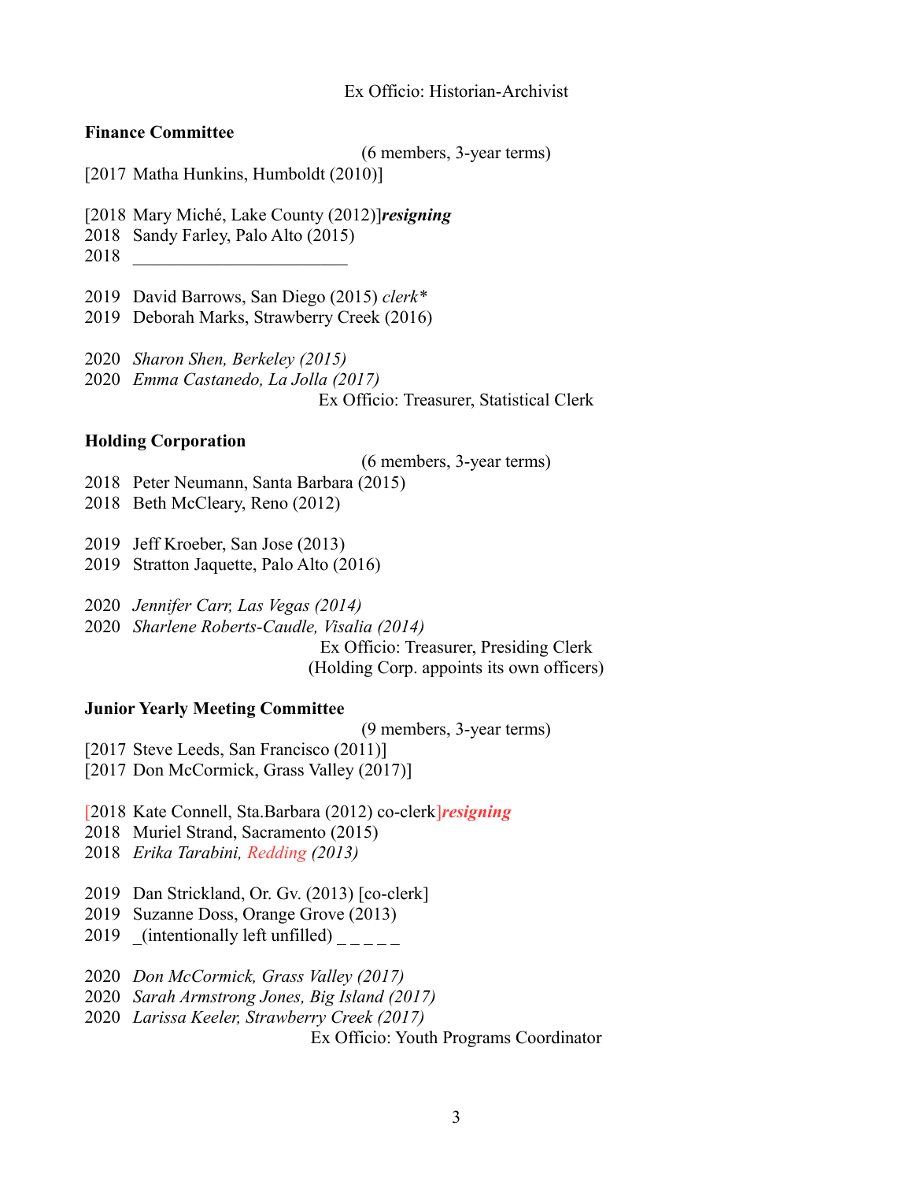Ex Officio: Historian-Archivist

**Finance Committee**

(6 members, 3-year terms)

[2017 Matha Hunkins, Humboldt (2010)]

[2018 Mary Miché, Lake County (2012)]***resigning***
2018 Sandy Farley, Palo Alto (2015)
2018 ________________________

2019 David Barrows, San Diego (2015) *clerk**
2019 Deborah Marks, Strawberry Creek (2016)

2020 *Sharon Shen, Berkeley (2015)*
2020 *Emma Castanedo, La Jolla (2017)*

Ex Officio: Treasurer, Statistical Clerk

**Holding Corporation**

(6 members, 3-year terms)

2018 Peter Neumann, Santa Barbara (2015)
2018 Beth McCleary, Reno (2012)

2019 Jeff Kroeber, San Jose (2013)
2019 Stratton Jaquette, Palo Alto (2016)

2020 *Jennifer Carr, Las Vegas (2014)*
2020 *Sharlene Roberts-Caudle, Visalia (2014)*

Ex Officio: Treasurer, Presiding Clerk
(Holding Corp. appoints its own officers)

**Junior Yearly Meeting Committee**

(9 members, 3-year terms)

[2017 Steve Leeds, San Francisco (2011)]
[2017 Don McCormick, Grass Valley (2017)]

[2018 Kate Connell, Sta.Barbara (2012) co-clerk]***resigning***
2018 Muriel Strand, Sacramento (2015)
2018 *Erika Tarabini, Redding (2013)*

2019 Dan Strickland, Or. Gv. (2013) [co-clerk]
2019 Suzanne Doss, Orange Grove (2013)
2019 _(intentionally left unfilled) _ _ _ _ _

2020 *Don McCormick, Grass Valley (2017)*
2020 *Sarah Armstrong Jones, Big Island (2017)*
2020 *Larissa Keeler, Strawberry Creek (2017)*

Ex Officio: Youth Programs Coordinator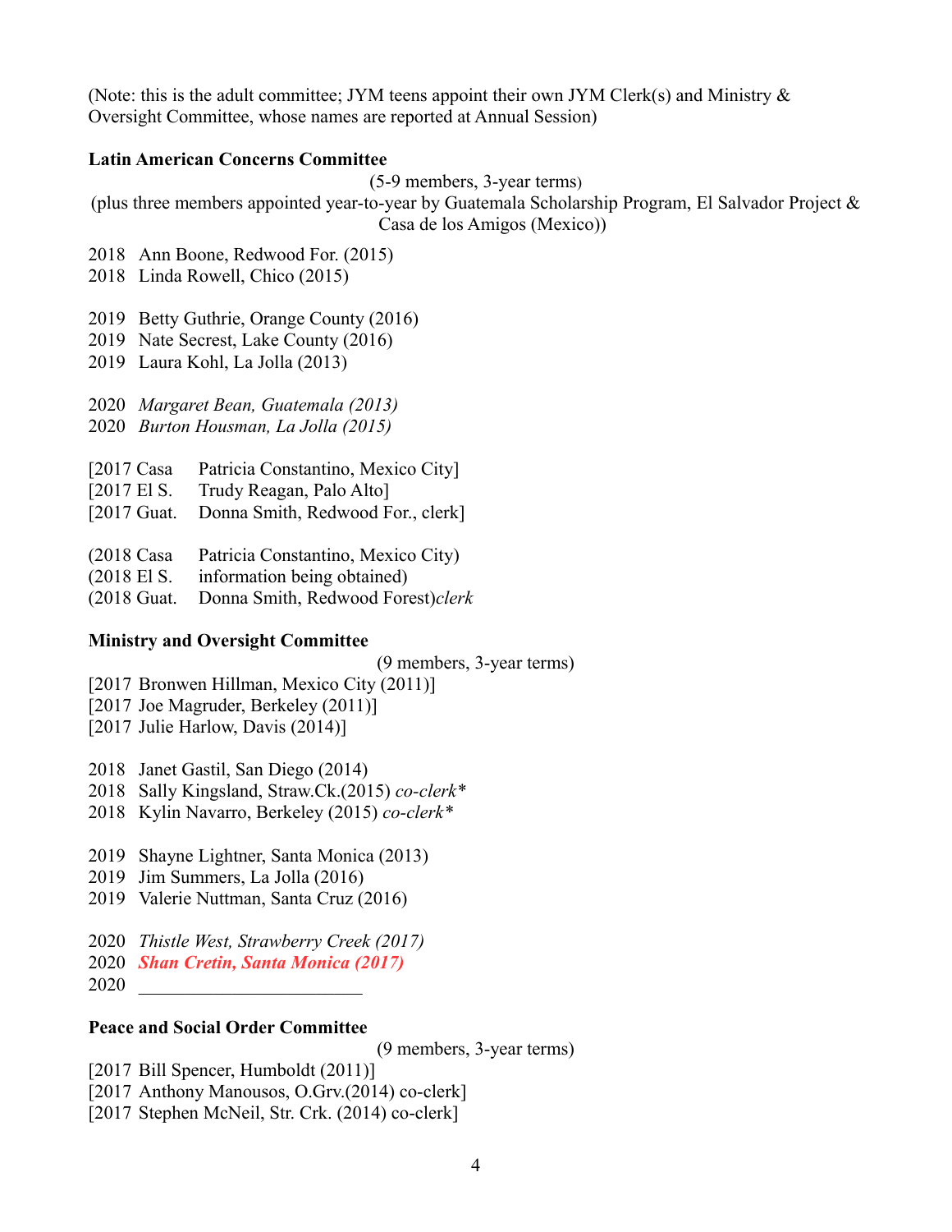(Note: this is the adult committee; JYM teens appoint their own JYM Clerk(s) and Ministry & Oversight Committee, whose names are reported at Annual Session)

**Latin American Concerns Committee**

(5-9 members, 3-year terms)
(plus three members appointed year-to-year by Guatemala Scholarship Program, El Salvador Project & Casa de los Amigos (Mexico))

2018 Ann Boone, Redwood For. (2015)
2018 Linda Rowell, Chico (2015)

2019 Betty Guthrie, Orange County (2016)
2019 Nate Secrest, Lake County (2016)
2019 Laura Kohl, La Jolla (2013)

2020 *Margaret Bean, Guatemala (2013)*
2020 *Burton Housman, La Jolla (2015)*

[2017 Casa Patricia Constantino, Mexico City]
[2017 El S. Trudy Reagan, Palo Alto]
[2017 Guat. Donna Smith, Redwood For., clerk]

(2018 Casa Patricia Constantino, Mexico City)
(2018 El S. information being obtained)
(2018 Guat. Donna Smith, Redwood Forest)*clerk*

**Ministry and Oversight Committee**

(9 members, 3-year terms)

[2017 Bronwen Hillman, Mexico City (2011)]
[2017 Joe Magruder, Berkeley (2011)]
[2017 Julie Harlow, Davis (2014)]

2018 Janet Gastil, San Diego (2014)
2018 Sally Kingsland, Straw.Ck.(2015) *co-clerk**
2018 Kylin Navarro, Berkeley (2015) *co-clerk**

2019 Shayne Lightner, Santa Monica (2013)
2019 Jim Summers, La Jolla (2016)
2019 Valerie Nuttman, Santa Cruz (2016)

2020 *Thistle West, Strawberry Creek (2017)*
2020 ***Shan Cretin, Santa Monica (2017)***
2020 ________________________

**Peace and Social Order Committee**

(9 members, 3-year terms)

[2017 Bill Spencer, Humboldt (2011)]
[2017 Anthony Manousos, O.Grv.(2014) co-clerk]
[2017 Stephen McNeil, Str. Crk. (2014) co-clerk]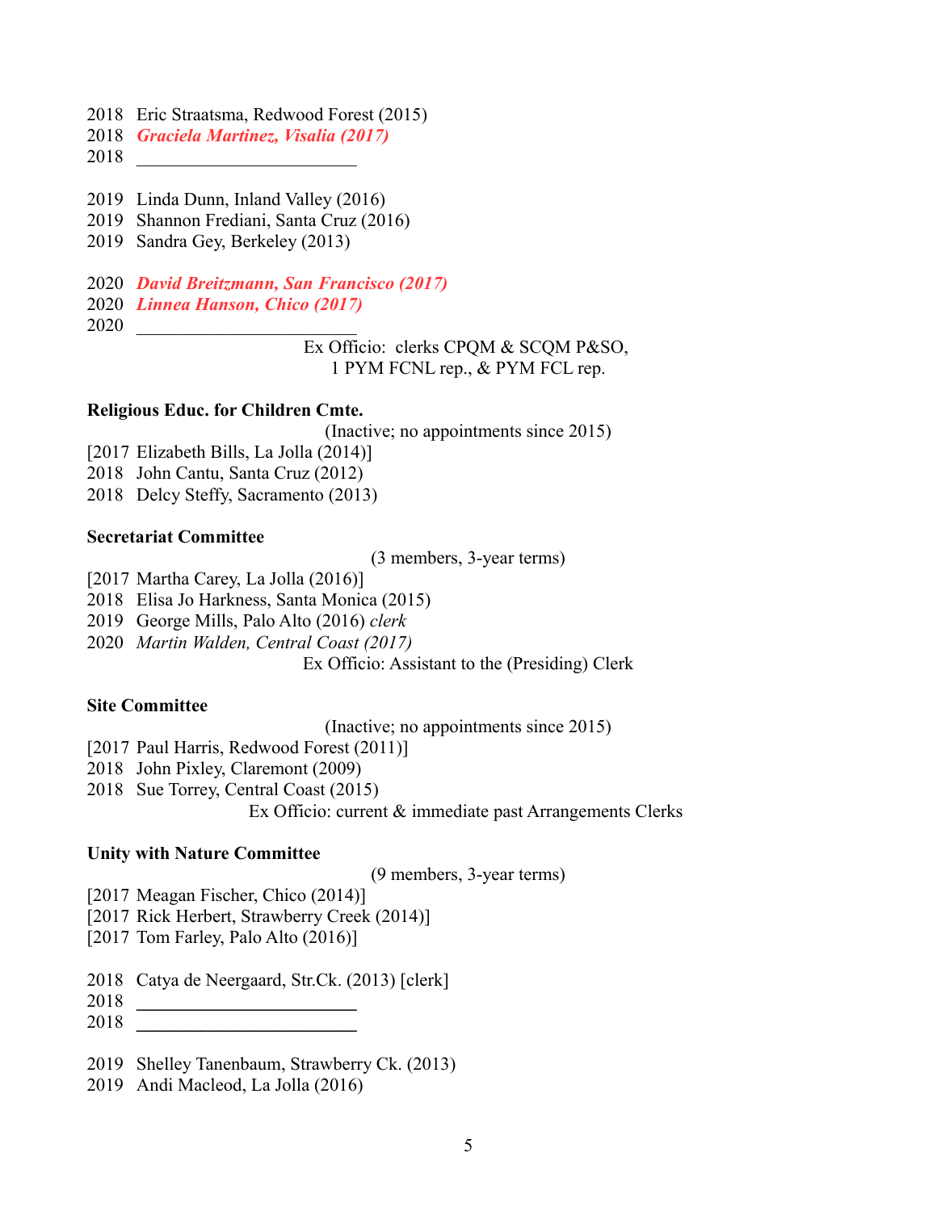2018 Eric Straatsma, Redwood Forest (2015)
2018 ***Graciela Martinez, Visalia (2017)***
2018 ________________________

2019 Linda Dunn, Inland Valley (2016)
2019 Shannon Frediani, Santa Cruz (2016)
2019 Sandra Gey, Berkeley (2013)

2020 ***David Breitzmann, San Francisco (2017)***
2020 ***Linnea Hanson, Chico (2017)***
2020 ________________________

Ex Officio: clerks CPQM & SCQM P&SO, 1 PYM FCNL rep., & PYM FCL rep.

**Religious Educ. for Children Cmte.**

(Inactive; no appointments since 2015)

[2017 Elizabeth Bills, La Jolla (2014)]
2018 John Cantu, Santa Cruz (2012)
2018 Delcy Steffy, Sacramento (2013)

**Secretariat Committee**

(3 members, 3-year terms)

[2017 Martha Carey, La Jolla (2016)]
2018 Elisa Jo Harkness, Santa Monica (2015)
2019 George Mills, Palo Alto (2016) *clerk*
2020 *Martin Walden, Central Coast (2017)*

Ex Officio: Assistant to the (Presiding) Clerk

**Site Committee**

(Inactive; no appointments since 2015)

[2017 Paul Harris, Redwood Forest (2011)]
2018 John Pixley, Claremont (2009)
2018 Sue Torrey, Central Coast (2015)

Ex Officio: current & immediate past Arrangements Clerks

**Unity with Nature Committee**

(9 members, 3-year terms)

[2017 Meagan Fischer, Chico (2014)]
[2017 Rick Herbert, Strawberry Creek (2014)]
[2017 Tom Farley, Palo Alto (2016)]

2018 Catya de Neergaard, Str.Ck. (2013) [clerk]
2018 ________________________
2018 ________________________

2019 Shelley Tanenbaum, Strawberry Ck. (2013)
2019 Andi Macleod, La Jolla (2016)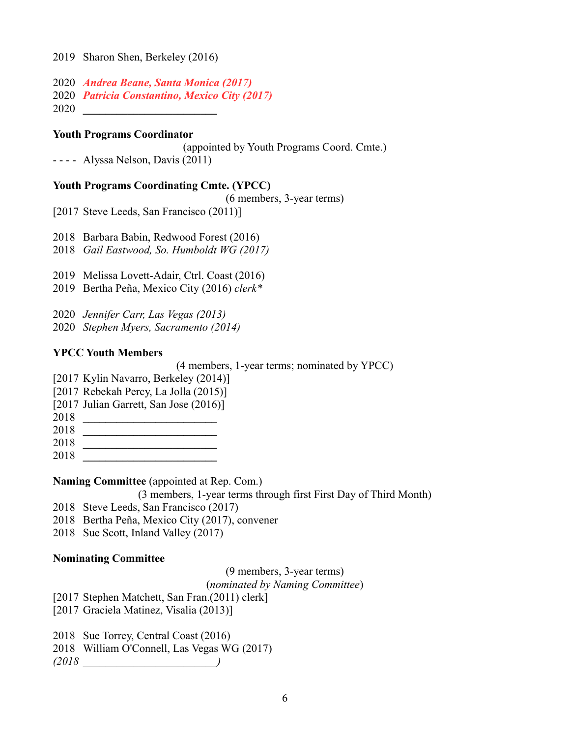2019  Sharon Shen, Berkeley (2016)

2020  ***Andrea Beane, Santa Monica (2017)***
2020  ***Patricia Constantino, Mexico City (2017)***
2020  ________________________

**Youth Programs Coordinator**

(appointed by Youth Programs Coord. Cmte.)

- - - -  Alyssa Nelson, Davis (2011)

**Youth Programs Coordinating Cmte. (YPCC)**

(6 members, 3-year terms)

[2017  Steve Leeds, San Francisco (2011)]

2018  Barbara Babin, Redwood Forest (2016)
2018  *Gail Eastwood, So. Humboldt WG (2017)*

2019  Melissa Lovett-Adair, Ctrl. Coast (2016)
2019  Bertha Peña, Mexico City (2016) *clerk**

2020  *Jennifer Carr, Las Vegas (2013)*
2020  *Stephen Myers, Sacramento (2014)*

**YPCC Youth Members**

(4 members, 1-year terms; nominated by YPCC)

[2017  Kylin Navarro, Berkeley (2014)]
[2017  Rebekah Percy, La Jolla (2015)]
[2017  Julian Garrett, San Jose (2016)]
2018  ________________________
2018  ________________________
2018  ________________________
2018  ________________________

**Naming Committee** (appointed at Rep. Com.)

(3 members, 1-year terms through first First Day of Third Month)

2018  Steve Leeds, San Francisco (2017)
2018  Bertha Peña, Mexico City (2017), convener
2018  Sue Scott, Inland Valley (2017)

**Nominating Committee**

(9 members, 3-year terms)
(*nominated by Naming Committee*)

[2017  Stephen Matchett, San Fran.(2011) clerk]
[2017  Graciela Matinez, Visalia (2013)]

2018  Sue Torrey, Central Coast (2016)
2018  William O'Connell, Las Vegas WG (2017)
*(2018  ________________________)*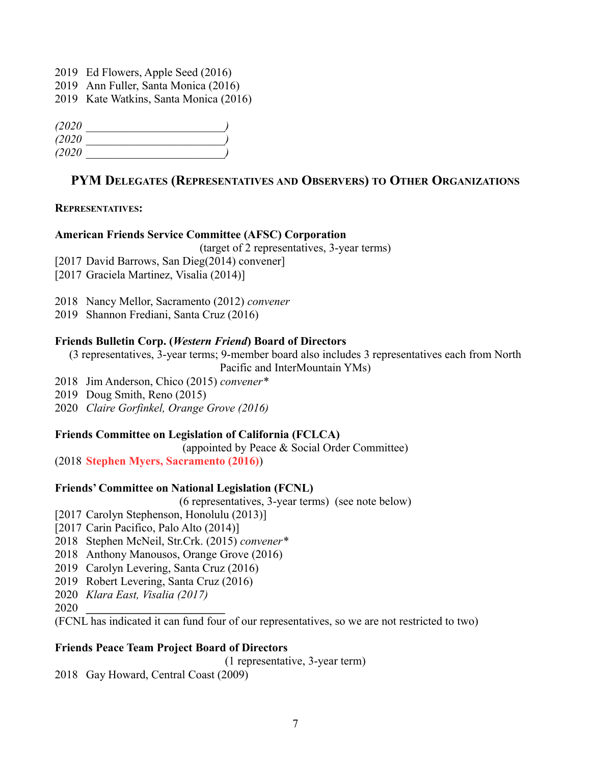2019 Ed Flowers, Apple Seed (2016)
2019 Ann Fuller, Santa Monica (2016)
2019 Kate Watkins, Santa Monica (2016)

*(2020 ______________________)*
*(2020 ______________________)*
*(2020 ______________________)*

## PYM Delegates (Representatives and Observers) to Other Organizations

**Representatives:**

**American Friends Service Committee (AFSC) Corporation**

(target of 2 representatives, 3-year terms)

[2017 David Barrows, San Dieg(2014) convener]
[2017 Graciela Martinez, Visalia (2014)]

2018 Nancy Mellor, Sacramento (2012) *convener*
2019 Shannon Frediani, Santa Cruz (2016)

**Friends Bulletin Corp. (*Western Friend*) Board of Directors**

(3 representatives, 3-year terms; 9-member board also includes 3 representatives each from North Pacific and InterMountain YMs)

2018 Jim Anderson, Chico (2015) *convener\**
2019 Doug Smith, Reno (2015)
2020 *Claire Gorfinkel, Orange Grove (2016)*

**Friends Committee on Legislation of California (FCLCA)**

(appointed by Peace & Social Order Committee)

(2018 **Stephen Myers, Sacramento (2016)**)

**Friends' Committee on National Legislation (FCNL)**

(6 representatives, 3-year terms) (see note below)

[2017 Carolyn Stephenson, Honolulu (2013)]
[2017 Carin Pacifico, Palo Alto (2014)]
2018 Stephen McNeil, Str.Crk. (2015) *convener\**
2018 Anthony Manousos, Orange Grove (2016)
2019 Carolyn Levering, Santa Cruz (2016)
2019 Robert Levering, Santa Cruz (2016)
2020 *Klara East, Visalia (2017)*
2020 ______________________
(FCNL has indicated it can fund four of our representatives, so we are not restricted to two)

**Friends Peace Team Project Board of Directors**

(1 representative, 3-year term)

2018 Gay Howard, Central Coast (2009)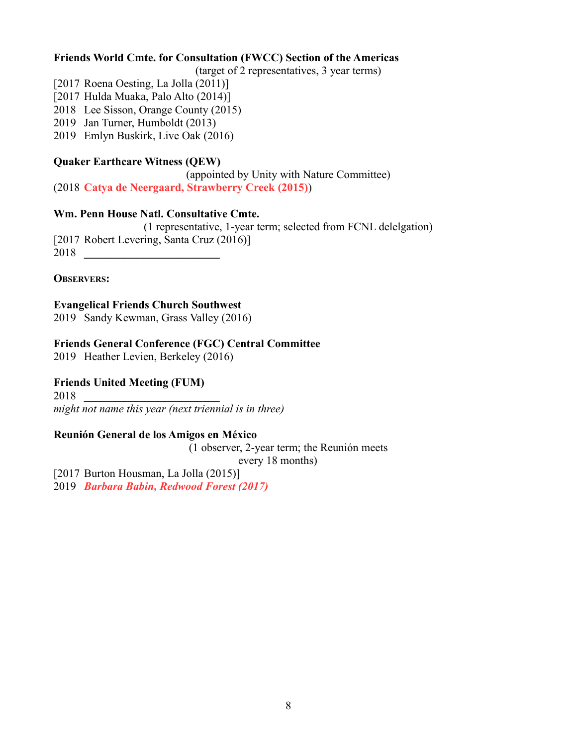**Friends World Cmte. for Consultation (FWCC) Section of the Americas**

(target of 2 representatives, 3 year terms)

[2017 Roena Oesting, La Jolla (2011)]
[2017 Hulda Muaka, Palo Alto (2014)]
2018 Lee Sisson, Orange County (2015)
2019 Jan Turner, Humboldt (2013)
2019 Emlyn Buskirk, Live Oak (2016)

**Quaker Earthcare Witness (QEW)**

(appointed by Unity with Nature Committee)

(2018 **Catya de Neergaard, Strawberry Creek (2015)**)

**Wm. Penn House Natl. Consultative Cmte.**

(1 representative, 1-year term; selected from FCNL delelgation)

[2017 Robert Levering, Santa Cruz (2016)]
2018 ________________________

**Observers:**

**Evangelical Friends Church Southwest**

2019 Sandy Kewman, Grass Valley (2016)

**Friends General Conference (FGC) Central Committee**

2019 Heather Levien, Berkeley (2016)

**Friends United Meeting (FUM)**

2018 ________________________
*might not name this year (next triennial is in three)*

**Reunión General de los Amigos en México**

(1 observer, 2-year term; the Reunión meets every 18 months)

[2017 Burton Housman, La Jolla (2015)]
2019 ***Barbara Babin, Redwood Forest (2017)***